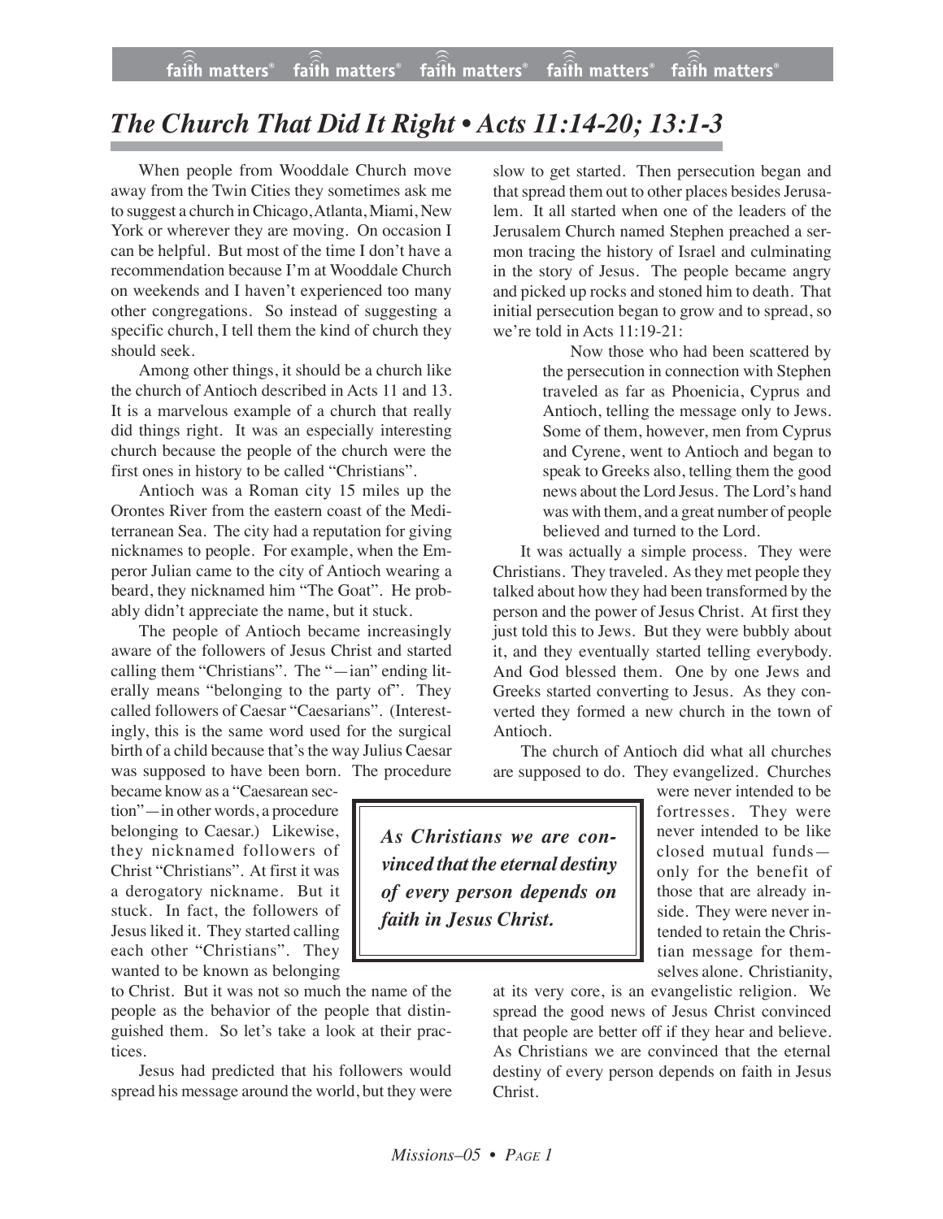# The Church That Did It Right • Acts 11:14-20; 13:1-3

When people from Wooddale Church move away from the Twin Cities they sometimes ask me to suggest a church in Chicago, Atlanta, Miami, New York or wherever they are moving. On occasion I can be helpful. But most of the time I don't have a recommendation because I'm at Wooddale Church on weekends and I haven't experienced too many other congregations. So instead of suggesting a specific church, I tell them the kind of church they should seek.

Among other things, it should be a church like the church of Antioch described in Acts 11 and 13. It is a marvelous example of a church that really did things right. It was an especially interesting church because the people of the church were the first ones in history to be called "Christians".

Antioch was a Roman city 15 miles up the Orontes River from the eastern coast of the Mediterranean Sea. The city had a reputation for giving nicknames to people. For example, when the Emperor Julian came to the city of Antioch wearing a beard, they nicknamed him "The Goat". He probably didn't appreciate the name, but it stuck.

The people of Antioch became increasingly aware of the followers of Jesus Christ and started calling them "Christians". The "—ian" ending literally means "belonging to the party of". They called followers of Caesar "Caesarians". (Interestingly, this is the same word used for the surgical birth of a child because that's the way Julius Caesar was supposed to have been born. The procedure became know as a "Caesarean section"—in other words, a procedure belonging to Caesar.) Likewise, they nicknamed followers of Christ "Christians". At first it was a derogatory nickname. But it stuck. In fact, the followers of Jesus liked it. They started calling each other "Christians". They wanted to be known as belonging to Christ. But it was not so much the name of the people as the behavior of the people that distinguished them. So let's take a look at their practices.

Jesus had predicted that his followers would spread his message around the world, but they were slow to get started. Then persecution began and that spread them out to other places besides Jerusalem. It all started when one of the leaders of the Jerusalem Church named Stephen preached a sermon tracing the history of Israel and culminating in the story of Jesus. The people became angry and picked up rocks and stoned him to death. That initial persecution began to grow and to spread, so we're told in Acts 11:19-21:

> Now those who had been scattered by the persecution in connection with Stephen traveled as far as Phoenicia, Cyprus and Antioch, telling the message only to Jews. Some of them, however, men from Cyprus and Cyrene, went to Antioch and began to speak to Greeks also, telling them the good news about the Lord Jesus. The Lord's hand was with them, and a great number of people believed and turned to the Lord.

It was actually a simple process. They were Christians. They traveled. As they met people they talked about how they had been transformed by the person and the power of Jesus Christ. At first they just told this to Jews. But they were bubbly about it, and they eventually started telling everybody. And God blessed them. One by one Jews and Greeks started converting to Jesus. As they converted they formed a new church in the town of Antioch.

The church of Antioch did what all churches are supposed to do. They evangelized. Churches were never intended to be fortresses. They were never intended to be like closed mutual funds—only for the benefit of those that are already inside. They were never intended to retain the Christian message for themselves alone. Christianity, at its very core, is an evangelistic religion. We spread the good news of Jesus Christ convinced that people are better off if they hear and believe. As Christians we are convinced that the eternal destiny of every person depends on faith in Jesus Christ.

> ***As Christians we are convinced that the eternal destiny of every person depends on faith in Jesus Christ.***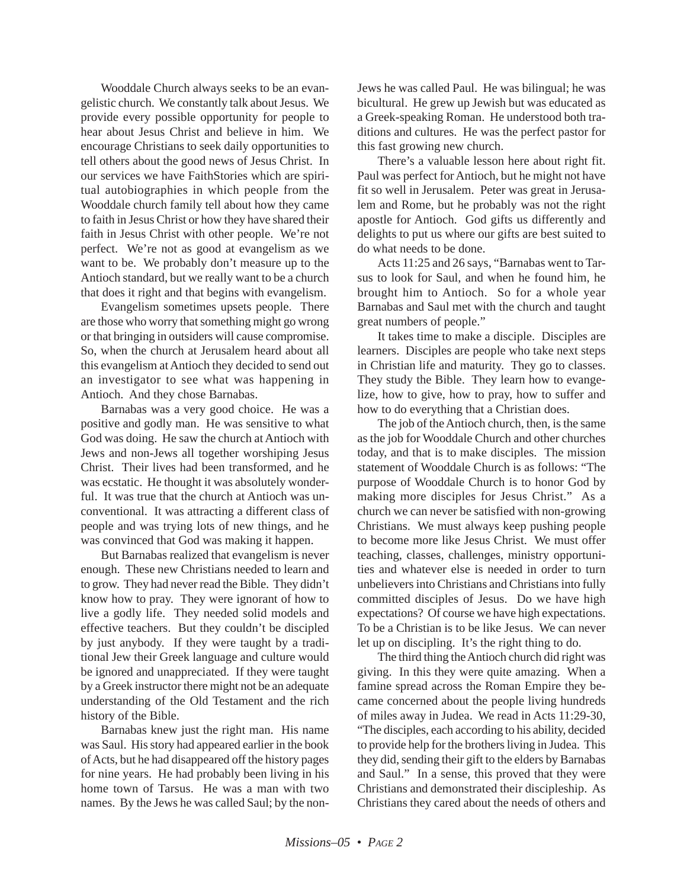Wooddale Church always seeks to be an evangelistic church. We constantly talk about Jesus. We provide every possible opportunity for people to hear about Jesus Christ and believe in him. We encourage Christians to seek daily opportunities to tell others about the good news of Jesus Christ. In our services we have FaithStories which are spiritual autobiographies in which people from the Wooddale church family tell about how they came to faith in Jesus Christ or how they have shared their faith in Jesus Christ with other people. We're not perfect. We're not as good at evangelism as we want to be. We probably don't measure up to the Antioch standard, but we really want to be a church that does it right and that begins with evangelism.

Evangelism sometimes upsets people. There are those who worry that something might go wrong or that bringing in outsiders will cause compromise. So, when the church at Jerusalem heard about all this evangelism at Antioch they decided to send out an investigator to see what was happening in Antioch. And they chose Barnabas.

Barnabas was a very good choice. He was a positive and godly man. He was sensitive to what God was doing. He saw the church at Antioch with Jews and non-Jews all together worshiping Jesus Christ. Their lives had been transformed, and he was ecstatic. He thought it was absolutely wonderful. It was true that the church at Antioch was unconventional. It was attracting a different class of people and was trying lots of new things, and he was convinced that God was making it happen.

But Barnabas realized that evangelism is never enough. These new Christians needed to learn and to grow. They had never read the Bible. They didn't know how to pray. They were ignorant of how to live a godly life. They needed solid models and effective teachers. But they couldn't be discipled by just anybody. If they were taught by a traditional Jew their Greek language and culture would be ignored and unappreciated. If they were taught by a Greek instructor there might not be an adequate understanding of the Old Testament and the rich history of the Bible.

Barnabas knew just the right man. His name was Saul. His story had appeared earlier in the book of Acts, but he had disappeared off the history pages for nine years. He had probably been living in his home town of Tarsus. He was a man with two names. By the Jews he was called Saul; by the non-Jews he was called Paul. He was bilingual; he was bicultural. He grew up Jewish but was educated as a Greek-speaking Roman. He understood both traditions and cultures. He was the perfect pastor for this fast growing new church.

There's a valuable lesson here about right fit. Paul was perfect for Antioch, but he might not have fit so well in Jerusalem. Peter was great in Jerusalem and Rome, but he probably was not the right apostle for Antioch. God gifts us differently and delights to put us where our gifts are best suited to do what needs to be done.

Acts 11:25 and 26 says, "Barnabas went to Tarsus to look for Saul, and when he found him, he brought him to Antioch. So for a whole year Barnabas and Saul met with the church and taught great numbers of people."

It takes time to make a disciple. Disciples are learners. Disciples are people who take next steps in Christian life and maturity. They go to classes. They study the Bible. They learn how to evangelize, how to give, how to pray, how to suffer and how to do everything that a Christian does.

The job of the Antioch church, then, is the same as the job for Wooddale Church and other churches today, and that is to make disciples. The mission statement of Wooddale Church is as follows: "The purpose of Wooddale Church is to honor God by making more disciples for Jesus Christ." As a church we can never be satisfied with non-growing Christians. We must always keep pushing people to become more like Jesus Christ. We must offer teaching, classes, challenges, ministry opportunities and whatever else is needed in order to turn unbelievers into Christians and Christians into fully committed disciples of Jesus. Do we have high expectations? Of course we have high expectations. To be a Christian is to be like Jesus. We can never let up on discipling. It's the right thing to do.

The third thing the Antioch church did right was giving. In this they were quite amazing. When a famine spread across the Roman Empire they became concerned about the people living hundreds of miles away in Judea. We read in Acts 11:29-30, "The disciples, each according to his ability, decided to provide help for the brothers living in Judea. This they did, sending their gift to the elders by Barnabas and Saul." In a sense, this proved that they were Christians and demonstrated their discipleship. As Christians they cared about the needs of others and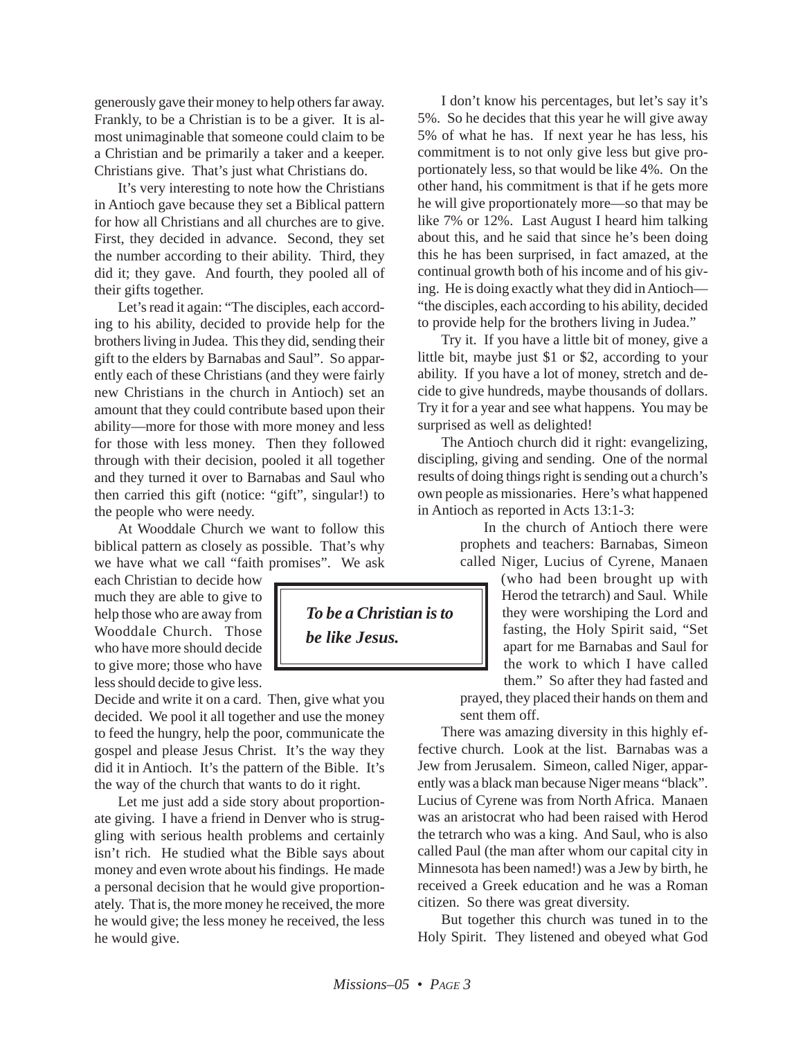generously gave their money to help others far away. Frankly, to be a Christian is to be a giver. It is almost unimaginable that someone could claim to be a Christian and be primarily a taker and a keeper. Christians give. That's just what Christians do.

It's very interesting to note how the Christians in Antioch gave because they set a Biblical pattern for how all Christians and all churches are to give. First, they decided in advance. Second, they set the number according to their ability. Third, they did it; they gave. And fourth, they pooled all of their gifts together.

Let's read it again: "The disciples, each according to his ability, decided to provide help for the brothers living in Judea. This they did, sending their gift to the elders by Barnabas and Saul". So apparently each of these Christians (and they were fairly new Christians in the church in Antioch) set an amount that they could contribute based upon their ability—more for those with more money and less for those with less money. Then they followed through with their decision, pooled it all together and they turned it over to Barnabas and Saul who then carried this gift (notice: "gift", singular!) to the people who were needy.

At Wooddale Church we want to follow this biblical pattern as closely as possible. That's why we have what we call "faith promises". We ask each Christian to decide how much they are able to give to help those who are away from Wooddale Church. Those who have more should decide to give more; those who have less should decide to give less. Decide and write it on a card. Then, give what you decided. We pool it all together and use the money to feed the hungry, help the poor, communicate the gospel and please Jesus Christ. It's the way they did it in Antioch. It's the pattern of the Bible. It's the way of the church that wants to do it right.

> ***To be a Christian is to be like Jesus.***

Let me just add a side story about proportionate giving. I have a friend in Denver who is struggling with serious health problems and certainly isn't rich. He studied what the Bible says about money and even wrote about his findings. He made a personal decision that he would give proportionately. That is, the more money he received, the more he would give; the less money he received, the less he would give.

I don't know his percentages, but let's say it's 5%. So he decides that this year he will give away 5% of what he has. If next year he has less, his commitment is to not only give less but give proportionately less, so that would be like 4%. On the other hand, his commitment is that if he gets more he will give proportionately more—so that may be like 7% or 12%. Last August I heard him talking about this, and he said that since he's been doing this he has been surprised, in fact amazed, at the continual growth both of his income and of his giving. He is doing exactly what they did in Antioch—"the disciples, each according to his ability, decided to provide help for the brothers living in Judea."

Try it. If you have a little bit of money, give a little bit, maybe just $1 or $2, according to your ability. If you have a lot of money, stretch and decide to give hundreds, maybe thousands of dollars. Try it for a year and see what happens. You may be surprised as well as delighted!

The Antioch church did it right: evangelizing, discipling, giving and sending. One of the normal results of doing things right is sending out a church's own people as missionaries. Here's what happened in Antioch as reported in Acts 13:1-3:

> In the church of Antioch there were prophets and teachers: Barnabas, Simeon called Niger, Lucius of Cyrene, Manaen (who had been brought up with Herod the tetrarch) and Saul. While they were worshiping the Lord and fasting, the Holy Spirit said, "Set apart for me Barnabas and Saul for the work to which I have called them." So after they had fasted and prayed, they placed their hands on them and sent them off.

There was amazing diversity in this highly effective church. Look at the list. Barnabas was a Jew from Jerusalem. Simeon, called Niger, apparently was a black man because Niger means "black". Lucius of Cyrene was from North Africa. Manaen was an aristocrat who had been raised with Herod the tetrarch who was a king. And Saul, who is also called Paul (the man after whom our capital city in Minnesota has been named!) was a Jew by birth, he received a Greek education and he was a Roman citizen. So there was great diversity.

But together this church was tuned in to the Holy Spirit. They listened and obeyed what God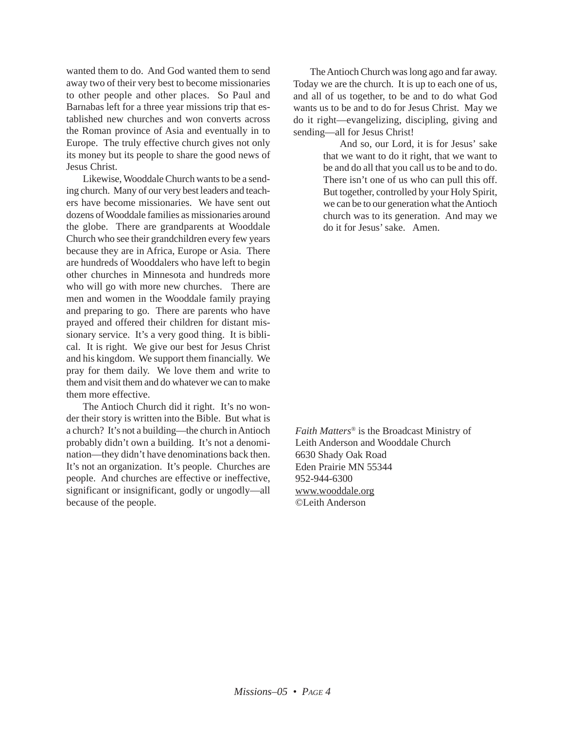wanted them to do. And God wanted them to send away two of their very best to become missionaries to other people and other places. So Paul and Barnabas left for a three year missions trip that established new churches and won converts across the Roman province of Asia and eventually in to Europe. The truly effective church gives not only its money but its people to share the good news of Jesus Christ.

Likewise, Wooddale Church wants to be a sending church. Many of our very best leaders and teachers have become missionaries. We have sent out dozens of Wooddale families as missionaries around the globe. There are grandparents at Wooddale Church who see their grandchildren every few years because they are in Africa, Europe or Asia. There are hundreds of Wooddalers who have left to begin other churches in Minnesota and hundreds more who will go with more new churches. There are men and women in the Wooddale family praying and preparing to go. There are parents who have prayed and offered their children for distant missionary service. It's a very good thing. It is biblical. It is right. We give our best for Jesus Christ and his kingdom. We support them financially. We pray for them daily. We love them and write to them and visit them and do whatever we can to make them more effective.

The Antioch Church did it right. It's no wonder their story is written into the Bible. But what is a church? It's not a building—the church in Antioch probably didn't own a building. It's not a denomination—they didn't have denominations back then. It's not an organization. It's people. Churches are people. And churches are effective or ineffective, significant or insignificant, godly or ungodly—all because of the people.

The Antioch Church was long ago and far away. Today we are the church. It is up to each one of us, and all of us together, to be and to do what God wants us to be and to do for Jesus Christ. May we do it right—evangelizing, discipling, giving and sending—all for Jesus Christ!

> And so, our Lord, it is for Jesus' sake that we want to do it right, that we want to be and do all that you call us to be and to do. There isn't one of us who can pull this off. But together, controlled by your Holy Spirit, we can be to our generation what the Antioch church was to its generation. And may we do it for Jesus' sake. Amen.

*Faith Matters*® is the Broadcast Ministry of
Leith Anderson and Wooddale Church
6630 Shady Oak Road
Eden Prairie MN 55344
952-944-6300
www.wooddale.org
©Leith Anderson